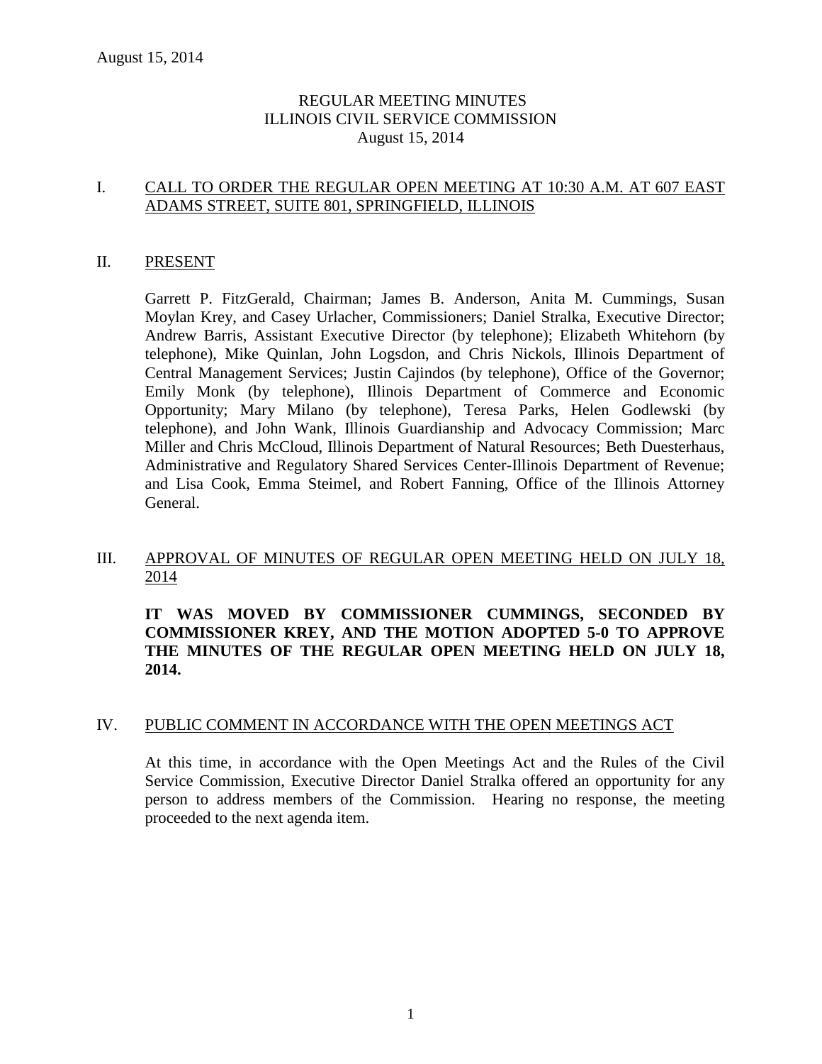# REGULAR MEETING MINUTES
# ILLINOIS CIVIL SERVICE COMMISSION
# August 15, 2014

## I. CALL TO ORDER THE REGULAR OPEN MEETING AT 10:30 A.M. AT 607 EAST ADAMS STREET, SUITE 801, SPRINGFIELD, ILLINOIS

## II. PRESENT

Garrett P. FitzGerald, Chairman; James B. Anderson, Anita M. Cummings, Susan Moylan Krey, and Casey Urlacher, Commissioners; Daniel Stralka, Executive Director; Andrew Barris, Assistant Executive Director (by telephone); Elizabeth Whitehorn (by telephone), Mike Quinlan, John Logsdon, and Chris Nickols, Illinois Department of Central Management Services; Justin Cajindos (by telephone), Office of the Governor; Emily Monk (by telephone), Illinois Department of Commerce and Economic Opportunity; Mary Milano (by telephone), Teresa Parks, Helen Godlewski (by telephone), and John Wank, Illinois Guardianship and Advocacy Commission; Marc Miller and Chris McCloud, Illinois Department of Natural Resources; Beth Duesterhaus, Administrative and Regulatory Shared Services Center-Illinois Department of Revenue; and Lisa Cook, Emma Steimel, and Robert Fanning, Office of the Illinois Attorney General.

## III. APPROVAL OF MINUTES OF REGULAR OPEN MEETING HELD ON JULY 18, 2014

**IT WAS MOVED BY COMMISSIONER CUMMINGS, SECONDED BY COMMISSIONER KREY, AND THE MOTION ADOPTED 5-0 TO APPROVE THE MINUTES OF THE REGULAR OPEN MEETING HELD ON JULY 18, 2014.**

## IV. PUBLIC COMMENT IN ACCORDANCE WITH THE OPEN MEETINGS ACT

At this time, in accordance with the Open Meetings Act and the Rules of the Civil Service Commission, Executive Director Daniel Stralka offered an opportunity for any person to address members of the Commission. Hearing no response, the meeting proceeded to the next agenda item.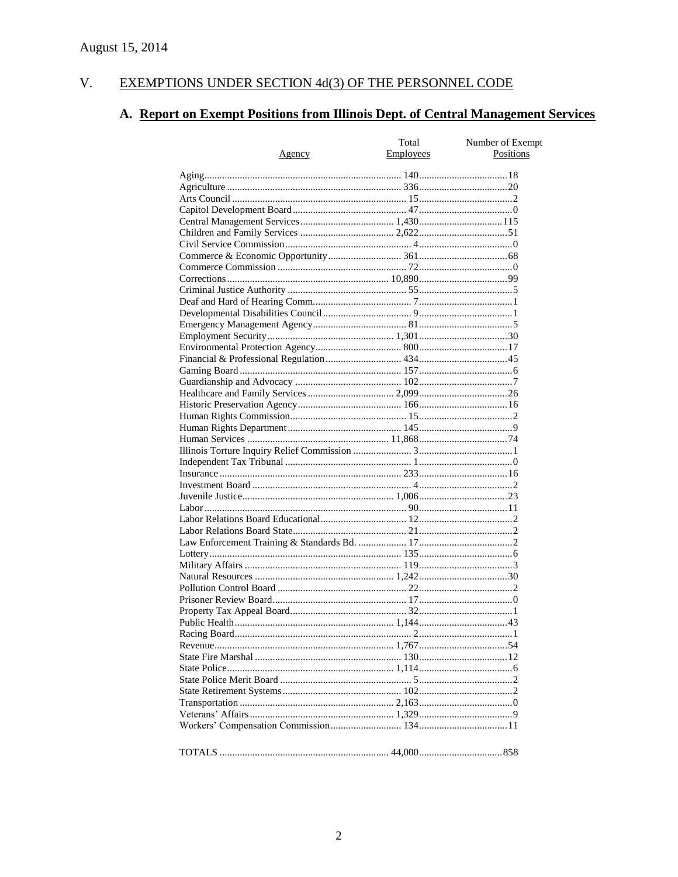August 15, 2014

## V. EXEMPTIONS UNDER SECTION 4d(3) OF THE PERSONNEL CODE

### A. Report on Exempt Positions from Illinois Dept. of Central Management Services

| Agency | Total Employees | Number of Exempt Positions |
|---|---|---|
| Aging | 140 | 18 |
| Agriculture | 336 | 20 |
| Arts Council | 15 | 2 |
| Capitol Development Board | 47 | 0 |
| Central Management Services | 1,430 | 115 |
| Children and Family Services | 2,622 | 51 |
| Civil Service Commission | 4 | 0 |
| Commerce & Economic Opportunity | 361 | 68 |
| Commerce Commission | 72 | 0 |
| Corrections | 10,890 | 99 |
| Criminal Justice Authority | 55 | 5 |
| Deaf and Hard of Hearing Comm. | 7 | 1 |
| Developmental Disabilities Council | 9 | 1 |
| Emergency Management Agency | 81 | 5 |
| Employment Security | 1,301 | 30 |
| Environmental Protection Agency | 800 | 17 |
| Financial & Professional Regulation | 434 | 45 |
| Gaming Board | 157 | 6 |
| Guardianship and Advocacy | 102 | 7 |
| Healthcare and Family Services | 2,099 | 26 |
| Historic Preservation Agency | 166 | 16 |
| Human Rights Commission | 15 | 2 |
| Human Rights Department | 145 | 9 |
| Human Services | 11,868 | 74 |
| Illinois Torture Inquiry Relief Commission | 3 | 1 |
| Independent Tax Tribunal | 1 | 0 |
| Insurance | 233 | 16 |
| Investment Board | 4 | 2 |
| Juvenile Justice | 1,006 | 23 |
| Labor | 90 | 11 |
| Labor Relations Board Educational | 12 | 2 |
| Labor Relations Board State | 21 | 2 |
| Law Enforcement Training & Standards Bd. | 17 | 2 |
| Lottery | 135 | 6 |
| Military Affairs | 119 | 3 |
| Natural Resources | 1,242 | 30 |
| Pollution Control Board | 22 | 2 |
| Prisoner Review Board | 17 | 0 |
| Property Tax Appeal Board | 32 | 1 |
| Public Health | 1,144 | 43 |
| Racing Board | 2 | 1 |
| Revenue | 1,767 | 54 |
| State Fire Marshal | 130 | 12 |
| State Police | 1,114 | 6 |
| State Police Merit Board | 5 | 2 |
| State Retirement Systems | 102 | 2 |
| Transportation | 2,163 | 0 |
| Veterans' Affairs | 1,329 | 9 |
| Workers' Compensation Commission | 134 | 11 |
| TOTALS | 44,000 | 858 |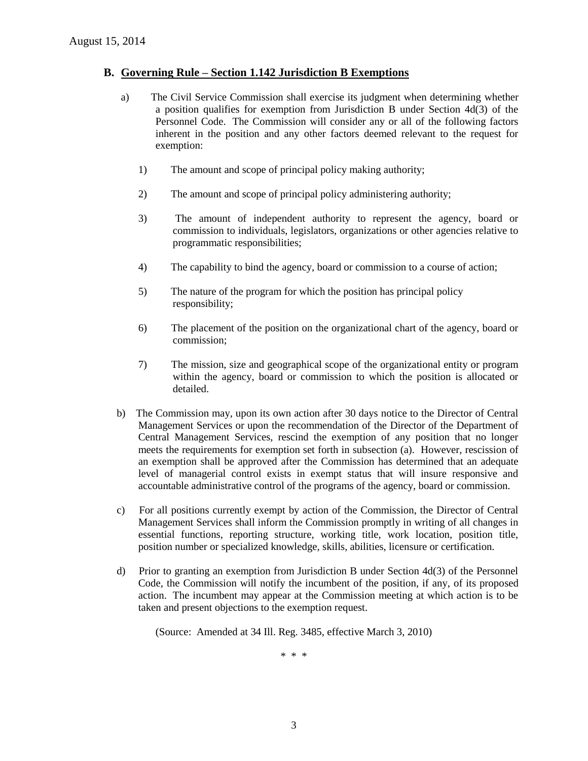## B. Governing Rule – Section 1.142 Jurisdiction B Exemptions

a) The Civil Service Commission shall exercise its judgment when determining whether a position qualifies for exemption from Jurisdiction B under Section 4d(3) of the Personnel Code. The Commission will consider any or all of the following factors inherent in the position and any other factors deemed relevant to the request for exemption:

1) The amount and scope of principal policy making authority;

2) The amount and scope of principal policy administering authority;

3) The amount of independent authority to represent the agency, board or commission to individuals, legislators, organizations or other agencies relative to programmatic responsibilities;

4) The capability to bind the agency, board or commission to a course of action;

5) The nature of the program for which the position has principal policy responsibility;

6) The placement of the position on the organizational chart of the agency, board or commission;

7) The mission, size and geographical scope of the organizational entity or program within the agency, board or commission to which the position is allocated or detailed.

b) The Commission may, upon its own action after 30 days notice to the Director of Central Management Services or upon the recommendation of the Director of the Department of Central Management Services, rescind the exemption of any position that no longer meets the requirements for exemption set forth in subsection (a). However, rescission of an exemption shall be approved after the Commission has determined that an adequate level of managerial control exists in exempt status that will insure responsive and accountable administrative control of the programs of the agency, board or commission.

c) For all positions currently exempt by action of the Commission, the Director of Central Management Services shall inform the Commission promptly in writing of all changes in essential functions, reporting structure, working title, work location, position title, position number or specialized knowledge, skills, abilities, licensure or certification.

d) Prior to granting an exemption from Jurisdiction B under Section 4d(3) of the Personnel Code, the Commission will notify the incumbent of the position, if any, of its proposed action. The incumbent may appear at the Commission meeting at which action is to be taken and present objections to the exemption request.

(Source: Amended at 34 Ill. Reg. 3485, effective March 3, 2010)

\* \* \*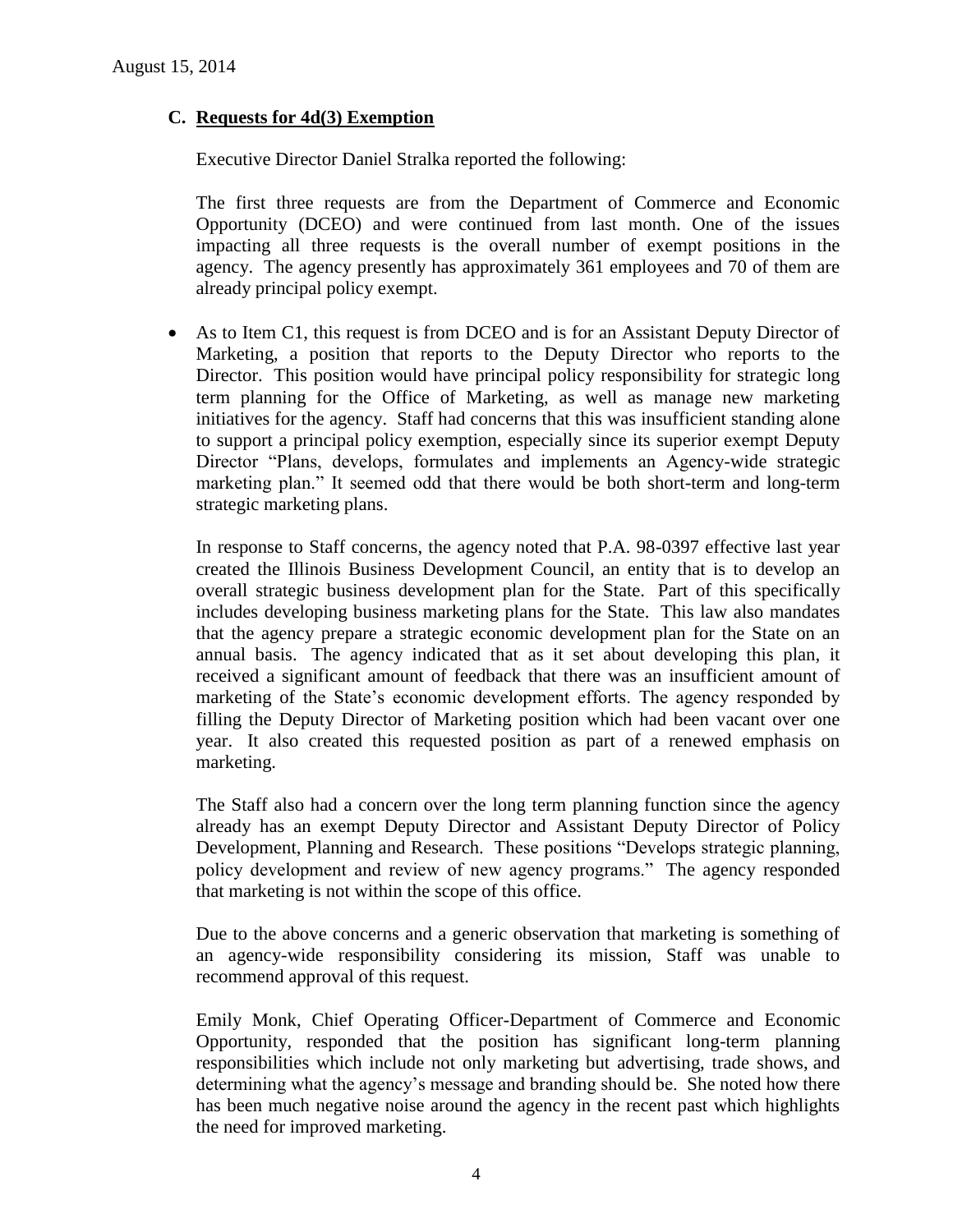### C. **Requests for 4d(3) Exemption**

Executive Director Daniel Stralka reported the following:

The first three requests are from the Department of Commerce and Economic Opportunity (DCEO) and were continued from last month. One of the issues impacting all three requests is the overall number of exempt positions in the agency. The agency presently has approximately 361 employees and 70 of them are already principal policy exempt.

- As to Item C1, this request is from DCEO and is for an Assistant Deputy Director of Marketing, a position that reports to the Deputy Director who reports to the Director. This position would have principal policy responsibility for strategic long term planning for the Office of Marketing, as well as manage new marketing initiatives for the agency. Staff had concerns that this was insufficient standing alone to support a principal policy exemption, especially since its superior exempt Deputy Director "Plans, develops, formulates and implements an Agency-wide strategic marketing plan." It seemed odd that there would be both short-term and long-term strategic marketing plans.

  In response to Staff concerns, the agency noted that P.A. 98-0397 effective last year created the Illinois Business Development Council, an entity that is to develop an overall strategic business development plan for the State. Part of this specifically includes developing business marketing plans for the State. This law also mandates that the agency prepare a strategic economic development plan for the State on an annual basis. The agency indicated that as it set about developing this plan, it received a significant amount of feedback that there was an insufficient amount of marketing of the State's economic development efforts. The agency responded by filling the Deputy Director of Marketing position which had been vacant over one year. It also created this requested position as part of a renewed emphasis on marketing.

  The Staff also had a concern over the long term planning function since the agency already has an exempt Deputy Director and Assistant Deputy Director of Policy Development, Planning and Research. These positions "Develops strategic planning, policy development and review of new agency programs." The agency responded that marketing is not within the scope of this office.

  Due to the above concerns and a generic observation that marketing is something of an agency-wide responsibility considering its mission, Staff was unable to recommend approval of this request.

  Emily Monk, Chief Operating Officer-Department of Commerce and Economic Opportunity, responded that the position has significant long-term planning responsibilities which include not only marketing but advertising, trade shows, and determining what the agency's message and branding should be. She noted how there has been much negative noise around the agency in the recent past which highlights the need for improved marketing.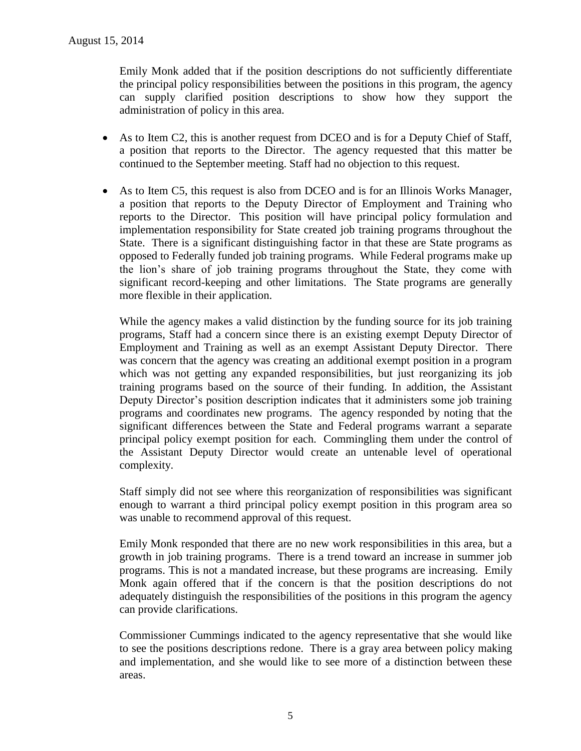Emily Monk added that if the position descriptions do not sufficiently differentiate the principal policy responsibilities between the positions in this program, the agency can supply clarified position descriptions to show how they support the administration of policy in this area.

- As to Item C2, this is another request from DCEO and is for a Deputy Chief of Staff, a position that reports to the Director. The agency requested that this matter be continued to the September meeting. Staff had no objection to this request.

- As to Item C5, this request is also from DCEO and is for an Illinois Works Manager, a position that reports to the Deputy Director of Employment and Training who reports to the Director. This position will have principal policy formulation and implementation responsibility for State created job training programs throughout the State. There is a significant distinguishing factor in that these are State programs as opposed to Federally funded job training programs. While Federal programs make up the lion's share of job training programs throughout the State, they come with significant record-keeping and other limitations. The State programs are generally more flexible in their application.

  While the agency makes a valid distinction by the funding source for its job training programs, Staff had a concern since there is an existing exempt Deputy Director of Employment and Training as well as an exempt Assistant Deputy Director. There was concern that the agency was creating an additional exempt position in a program which was not getting any expanded responsibilities, but just reorganizing its job training programs based on the source of their funding. In addition, the Assistant Deputy Director's position description indicates that it administers some job training programs and coordinates new programs. The agency responded by noting that the significant differences between the State and Federal programs warrant a separate principal policy exempt position for each. Commingling them under the control of the Assistant Deputy Director would create an untenable level of operational complexity.

  Staff simply did not see where this reorganization of responsibilities was significant enough to warrant a third principal policy exempt position in this program area so was unable to recommend approval of this request.

  Emily Monk responded that there are no new work responsibilities in this area, but a growth in job training programs. There is a trend toward an increase in summer job programs. This is not a mandated increase, but these programs are increasing. Emily Monk again offered that if the concern is that the position descriptions do not adequately distinguish the responsibilities of the positions in this program the agency can provide clarifications.

  Commissioner Cummings indicated to the agency representative that she would like to see the positions descriptions redone. There is a gray area between policy making and implementation, and she would like to see more of a distinction between these areas.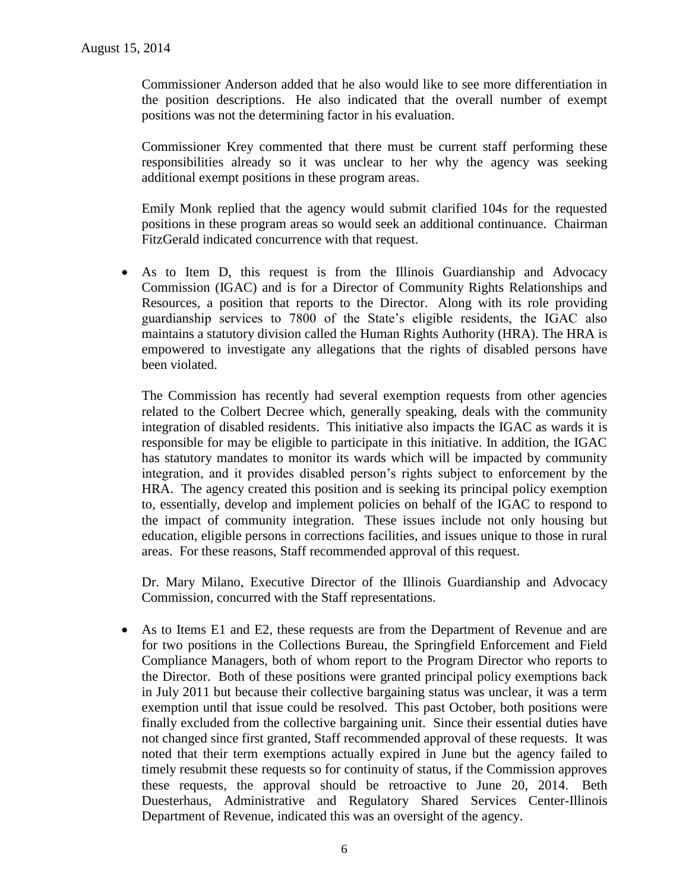Commissioner Anderson added that he also would like to see more differentiation in the position descriptions. He also indicated that the overall number of exempt positions was not the determining factor in his evaluation.

Commissioner Krey commented that there must be current staff performing these responsibilities already so it was unclear to her why the agency was seeking additional exempt positions in these program areas.

Emily Monk replied that the agency would submit clarified 104s for the requested positions in these program areas so would seek an additional continuance. Chairman FitzGerald indicated concurrence with that request.

- As to Item D, this request is from the Illinois Guardianship and Advocacy Commission (IGAC) and is for a Director of Community Rights Relationships and Resources, a position that reports to the Director. Along with its role providing guardianship services to 7800 of the State's eligible residents, the IGAC also maintains a statutory division called the Human Rights Authority (HRA). The HRA is empowered to investigate any allegations that the rights of disabled persons have been violated.

  The Commission has recently had several exemption requests from other agencies related to the Colbert Decree which, generally speaking, deals with the community integration of disabled residents. This initiative also impacts the IGAC as wards it is responsible for may be eligible to participate in this initiative. In addition, the IGAC has statutory mandates to monitor its wards which will be impacted by community integration, and it provides disabled person's rights subject to enforcement by the HRA. The agency created this position and is seeking its principal policy exemption to, essentially, develop and implement policies on behalf of the IGAC to respond to the impact of community integration. These issues include not only housing but education, eligible persons in corrections facilities, and issues unique to those in rural areas. For these reasons, Staff recommended approval of this request.

  Dr. Mary Milano, Executive Director of the Illinois Guardianship and Advocacy Commission, concurred with the Staff representations.

- As to Items E1 and E2, these requests are from the Department of Revenue and are for two positions in the Collections Bureau, the Springfield Enforcement and Field Compliance Managers, both of whom report to the Program Director who reports to the Director. Both of these positions were granted principal policy exemptions back in July 2011 but because their collective bargaining status was unclear, it was a term exemption until that issue could be resolved. This past October, both positions were finally excluded from the collective bargaining unit. Since their essential duties have not changed since first granted, Staff recommended approval of these requests. It was noted that their term exemptions actually expired in June but the agency failed to timely resubmit these requests so for continuity of status, if the Commission approves these requests, the approval should be retroactive to June 20, 2014. Beth Duesterhaus, Administrative and Regulatory Shared Services Center-Illinois Department of Revenue, indicated this was an oversight of the agency.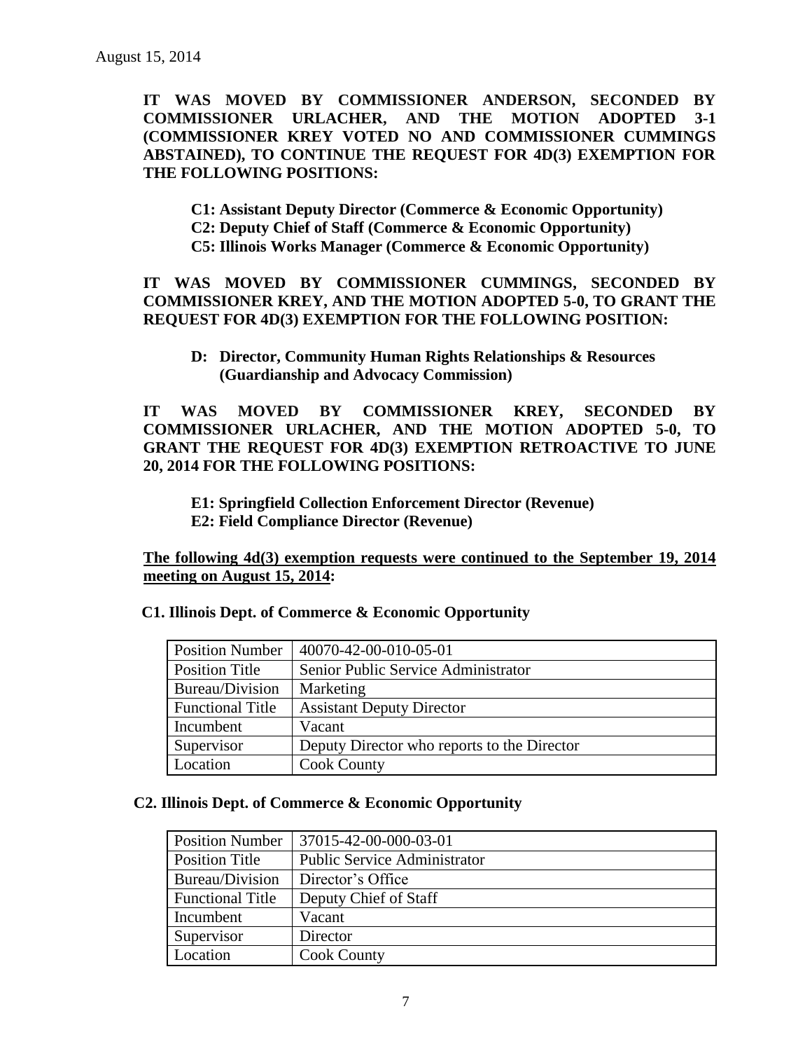**IT WAS MOVED BY COMMISSIONER ANDERSON, SECONDED BY COMMISSIONER URLACHER, AND THE MOTION ADOPTED 3-1 (COMMISSIONER KREY VOTED NO AND COMMISSIONER CUMMINGS ABSTAINED), TO CONTINUE THE REQUEST FOR 4D(3) EXEMPTION FOR THE FOLLOWING POSITIONS:**

**C1: Assistant Deputy Director (Commerce & Economic Opportunity)**
**C2: Deputy Chief of Staff (Commerce & Economic Opportunity)**
**C5: Illinois Works Manager (Commerce & Economic Opportunity)**

**IT WAS MOVED BY COMMISSIONER CUMMINGS, SECONDED BY COMMISSIONER KREY, AND THE MOTION ADOPTED 5-0, TO GRANT THE REQUEST FOR 4D(3) EXEMPTION FOR THE FOLLOWING POSITION:**

**D: Director, Community Human Rights Relationships & Resources (Guardianship and Advocacy Commission)**

**IT WAS MOVED BY COMMISSIONER KREY, SECONDED BY COMMISSIONER URLACHER, AND THE MOTION ADOPTED 5-0, TO GRANT THE REQUEST FOR 4D(3) EXEMPTION RETROACTIVE TO JUNE 20, 2014 FOR THE FOLLOWING POSITIONS:**

**E1: Springfield Collection Enforcement Director (Revenue)**
**E2: Field Compliance Director (Revenue)**

**The following 4d(3) exemption requests were continued to the September 19, 2014 meeting on August 15, 2014:**

**C1. Illinois Dept. of Commerce & Economic Opportunity**

| Position Number | 40070-42-00-010-05-01 |
|---|---|
| Position Title | Senior Public Service Administrator |
| Bureau/Division | Marketing |
| Functional Title | Assistant Deputy Director |
| Incumbent | Vacant |
| Supervisor | Deputy Director who reports to the Director |
| Location | Cook County |

**C2. Illinois Dept. of Commerce & Economic Opportunity**

| Position Number | 37015-42-00-000-03-01 |
|---|---|
| Position Title | Public Service Administrator |
| Bureau/Division | Director's Office |
| Functional Title | Deputy Chief of Staff |
| Incumbent | Vacant |
| Supervisor | Director |
| Location | Cook County |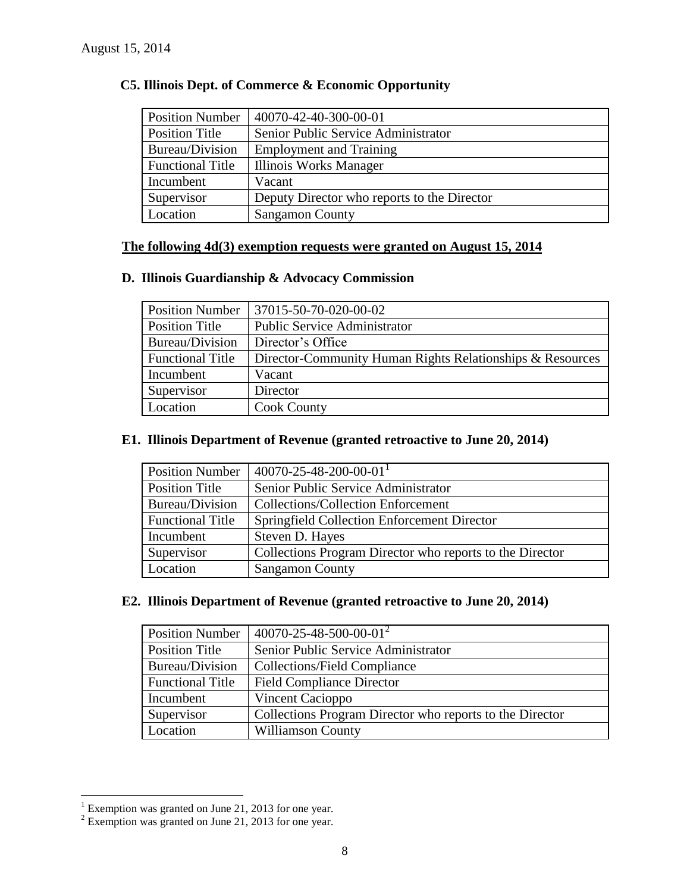August 15, 2014

### C5. Illinois Dept. of Commerce & Economic Opportunity

| Position Number | 40070-42-40-300-00-01 |
|---|---|
| Position Title | Senior Public Service Administrator |
| Bureau/Division | Employment and Training |
| Functional Title | Illinois Works Manager |
| Incumbent | Vacant |
| Supervisor | Deputy Director who reports to the Director |
| Location | Sangamon County |

## **The following 4d(3) exemption requests were granted on August 15, 2014**

### D. Illinois Guardianship & Advocacy Commission

| Position Number | 37015-50-70-020-00-02 |
|---|---|
| Position Title | Public Service Administrator |
| Bureau/Division | Director's Office |
| Functional Title | Director-Community Human Rights Relationships & Resources |
| Incumbent | Vacant |
| Supervisor | Director |
| Location | Cook County |

### E1. Illinois Department of Revenue (granted retroactive to June 20, 2014)

| Position Number | 40070-25-48-200-00-01[1] |
|---|---|
| Position Title | Senior Public Service Administrator |
| Bureau/Division | Collections/Collection Enforcement |
| Functional Title | Springfield Collection Enforcement Director |
| Incumbent | Steven D. Hayes |
| Supervisor | Collections Program Director who reports to the Director |
| Location | Sangamon County |

### E2. Illinois Department of Revenue (granted retroactive to June 20, 2014)

| Position Number | 40070-25-48-500-00-01[2] |
|---|---|
| Position Title | Senior Public Service Administrator |
| Bureau/Division | Collections/Field Compliance |
| Functional Title | Field Compliance Director |
| Incumbent | Vincent Cacioppo |
| Supervisor | Collections Program Director who reports to the Director |
| Location | Williamson County |

[1] Exemption was granted on June 21, 2013 for one year.

[2] Exemption was granted on June 21, 2013 for one year.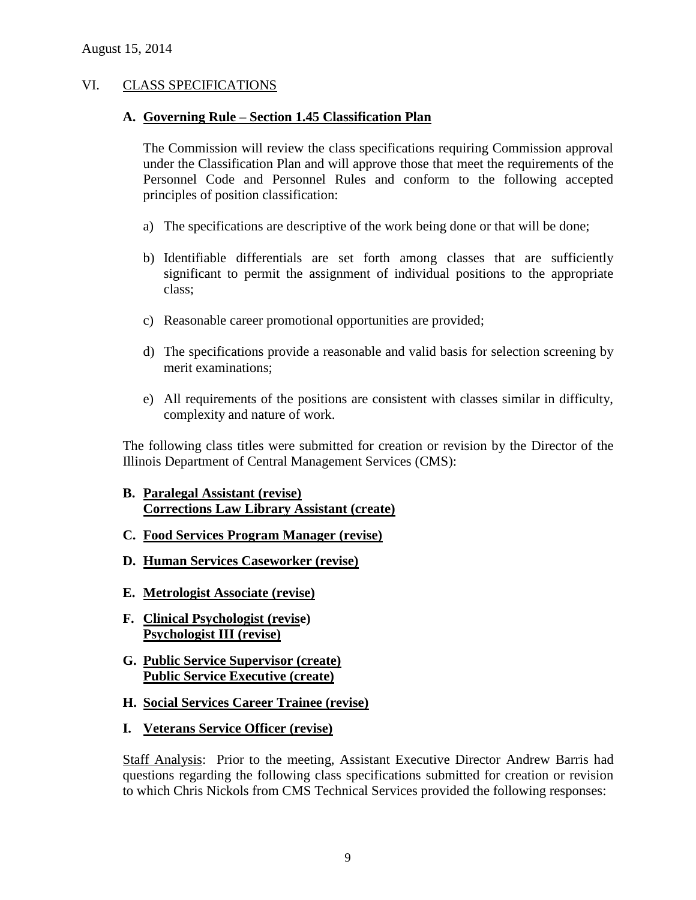August 15, 2014

## VI. CLASS SPECIFICATIONS

### A. Governing Rule – Section 1.45 Classification Plan

The Commission will review the class specifications requiring Commission approval under the Classification Plan and will approve those that meet the requirements of the Personnel Code and Personnel Rules and conform to the following accepted principles of position classification:

a) The specifications are descriptive of the work being done or that will be done;

b) Identifiable differentials are set forth among classes that are sufficiently significant to permit the assignment of individual positions to the appropriate class;

c) Reasonable career promotional opportunities are provided;

d) The specifications provide a reasonable and valid basis for selection screening by merit examinations;

e) All requirements of the positions are consistent with classes similar in difficulty, complexity and nature of work.

The following class titles were submitted for creation or revision by the Director of the Illinois Department of Central Management Services (CMS):

**B. Paralegal Assistant (revise)**
**Corrections Law Library Assistant (create)**

**C. Food Services Program Manager (revise)**

**D. Human Services Caseworker (revise)**

**E. Metrologist Associate (revise)**

**F. Clinical Psychologist (revise)**
**Psychologist III (revise)**

**G. Public Service Supervisor (create)**
**Public Service Executive (create)**

**H. Social Services Career Trainee (revise)**

**I. Veterans Service Officer (revise)**

Staff Analysis: Prior to the meeting, Assistant Executive Director Andrew Barris had questions regarding the following class specifications submitted for creation or revision to which Chris Nickols from CMS Technical Services provided the following responses: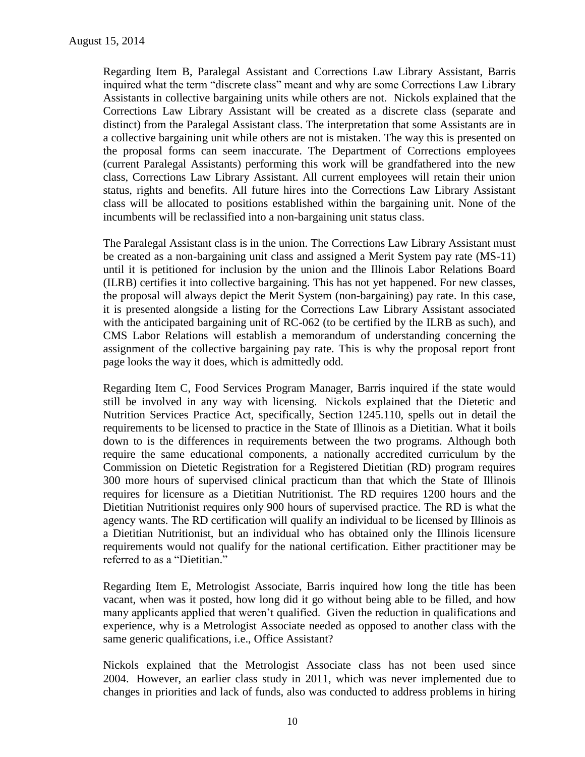Regarding Item B, Paralegal Assistant and Corrections Law Library Assistant, Barris inquired what the term "discrete class" meant and why are some Corrections Law Library Assistants in collective bargaining units while others are not. Nickols explained that the Corrections Law Library Assistant will be created as a discrete class (separate and distinct) from the Paralegal Assistant class. The interpretation that some Assistants are in a collective bargaining unit while others are not is mistaken. The way this is presented on the proposal forms can seem inaccurate. The Department of Corrections employees (current Paralegal Assistants) performing this work will be grandfathered into the new class, Corrections Law Library Assistant. All current employees will retain their union status, rights and benefits. All future hires into the Corrections Law Library Assistant class will be allocated to positions established within the bargaining unit. None of the incumbents will be reclassified into a non-bargaining unit status class.

The Paralegal Assistant class is in the union. The Corrections Law Library Assistant must be created as a non-bargaining unit class and assigned a Merit System pay rate (MS-11) until it is petitioned for inclusion by the union and the Illinois Labor Relations Board (ILRB) certifies it into collective bargaining. This has not yet happened. For new classes, the proposal will always depict the Merit System (non-bargaining) pay rate. In this case, it is presented alongside a listing for the Corrections Law Library Assistant associated with the anticipated bargaining unit of RC-062 (to be certified by the ILRB as such), and CMS Labor Relations will establish a memorandum of understanding concerning the assignment of the collective bargaining pay rate. This is why the proposal report front page looks the way it does, which is admittedly odd.

Regarding Item C, Food Services Program Manager, Barris inquired if the state would still be involved in any way with licensing. Nickols explained that the Dietetic and Nutrition Services Practice Act, specifically, Section 1245.110, spells out in detail the requirements to be licensed to practice in the State of Illinois as a Dietitian. What it boils down to is the differences in requirements between the two programs. Although both require the same educational components, a nationally accredited curriculum by the Commission on Dietetic Registration for a Registered Dietitian (RD) program requires 300 more hours of supervised clinical practicum than that which the State of Illinois requires for licensure as a Dietitian Nutritionist. The RD requires 1200 hours and the Dietitian Nutritionist requires only 900 hours of supervised practice. The RD is what the agency wants. The RD certification will qualify an individual to be licensed by Illinois as a Dietitian Nutritionist, but an individual who has obtained only the Illinois licensure requirements would not qualify for the national certification. Either practitioner may be referred to as a "Dietitian."

Regarding Item E, Metrologist Associate, Barris inquired how long the title has been vacant, when was it posted, how long did it go without being able to be filled, and how many applicants applied that weren't qualified. Given the reduction in qualifications and experience, why is a Metrologist Associate needed as opposed to another class with the same generic qualifications, i.e., Office Assistant?

Nickols explained that the Metrologist Associate class has not been used since 2004. However, an earlier class study in 2011, which was never implemented due to changes in priorities and lack of funds, also was conducted to address problems in hiring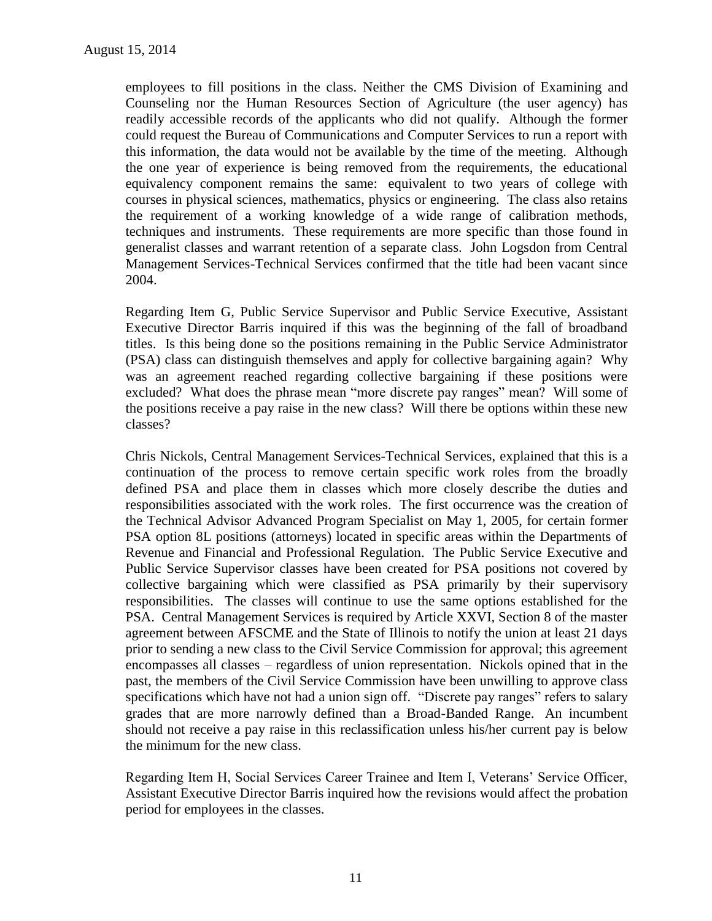employees to fill positions in the class. Neither the CMS Division of Examining and Counseling nor the Human Resources Section of Agriculture (the user agency) has readily accessible records of the applicants who did not qualify. Although the former could request the Bureau of Communications and Computer Services to run a report with this information, the data would not be available by the time of the meeting. Although the one year of experience is being removed from the requirements, the educational equivalency component remains the same: equivalent to two years of college with courses in physical sciences, mathematics, physics or engineering. The class also retains the requirement of a working knowledge of a wide range of calibration methods, techniques and instruments. These requirements are more specific than those found in generalist classes and warrant retention of a separate class. John Logsdon from Central Management Services-Technical Services confirmed that the title had been vacant since 2004.

Regarding Item G, Public Service Supervisor and Public Service Executive, Assistant Executive Director Barris inquired if this was the beginning of the fall of broadband titles. Is this being done so the positions remaining in the Public Service Administrator (PSA) class can distinguish themselves and apply for collective bargaining again? Why was an agreement reached regarding collective bargaining if these positions were excluded? What does the phrase mean "more discrete pay ranges" mean? Will some of the positions receive a pay raise in the new class? Will there be options within these new classes?

Chris Nickols, Central Management Services-Technical Services, explained that this is a continuation of the process to remove certain specific work roles from the broadly defined PSA and place them in classes which more closely describe the duties and responsibilities associated with the work roles. The first occurrence was the creation of the Technical Advisor Advanced Program Specialist on May 1, 2005, for certain former PSA option 8L positions (attorneys) located in specific areas within the Departments of Revenue and Financial and Professional Regulation. The Public Service Executive and Public Service Supervisor classes have been created for PSA positions not covered by collective bargaining which were classified as PSA primarily by their supervisory responsibilities. The classes will continue to use the same options established for the PSA. Central Management Services is required by Article XXVI, Section 8 of the master agreement between AFSCME and the State of Illinois to notify the union at least 21 days prior to sending a new class to the Civil Service Commission for approval; this agreement encompasses all classes – regardless of union representation. Nickols opined that in the past, the members of the Civil Service Commission have been unwilling to approve class specifications which have not had a union sign off. "Discrete pay ranges" refers to salary grades that are more narrowly defined than a Broad-Banded Range. An incumbent should not receive a pay raise in this reclassification unless his/her current pay is below the minimum for the new class.

Regarding Item H, Social Services Career Trainee and Item I, Veterans' Service Officer, Assistant Executive Director Barris inquired how the revisions would affect the probation period for employees in the classes.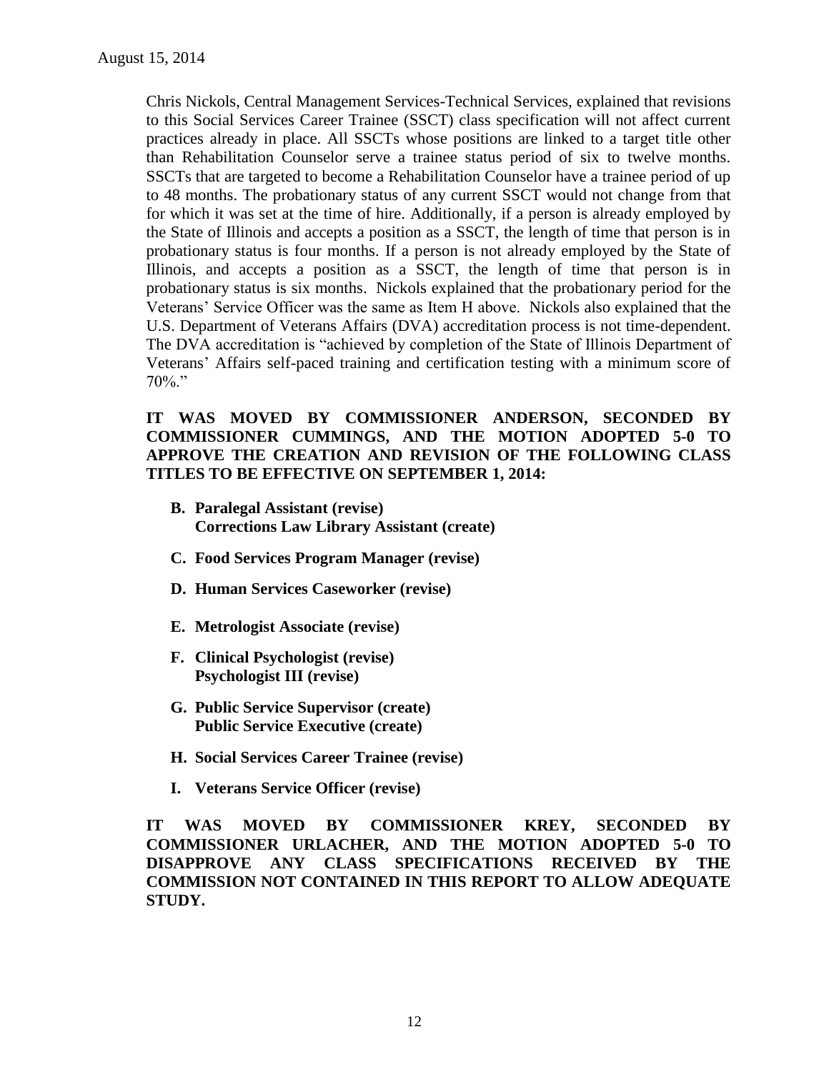Chris Nickols, Central Management Services-Technical Services, explained that revisions to this Social Services Career Trainee (SSCT) class specification will not affect current practices already in place. All SSCTs whose positions are linked to a target title other than Rehabilitation Counselor serve a trainee status period of six to twelve months. SSCTs that are targeted to become a Rehabilitation Counselor have a trainee period of up to 48 months. The probationary status of any current SSCT would not change from that for which it was set at the time of hire. Additionally, if a person is already employed by the State of Illinois and accepts a position as a SSCT, the length of time that person is in probationary status is four months. If a person is not already employed by the State of Illinois, and accepts a position as a SSCT, the length of time that person is in probationary status is six months. Nickols explained that the probationary period for the Veterans' Service Officer was the same as Item H above. Nickols also explained that the U.S. Department of Veterans Affairs (DVA) accreditation process is not time-dependent. The DVA accreditation is "achieved by completion of the State of Illinois Department of Veterans' Affairs self-paced training and certification testing with a minimum score of 70%."

**IT WAS MOVED BY COMMISSIONER ANDERSON, SECONDED BY COMMISSIONER CUMMINGS, AND THE MOTION ADOPTED 5-0 TO APPROVE THE CREATION AND REVISION OF THE FOLLOWING CLASS TITLES TO BE EFFECTIVE ON SEPTEMBER 1, 2014:**

- **B. Paralegal Assistant (revise)**
  **Corrections Law Library Assistant (create)**
- **C. Food Services Program Manager (revise)**
- **D. Human Services Caseworker (revise)**
- **E. Metrologist Associate (revise)**
- **F. Clinical Psychologist (revise)**
  **Psychologist III (revise)**
- **G. Public Service Supervisor (create)**
  **Public Service Executive (create)**
- **H. Social Services Career Trainee (revise)**
- **I. Veterans Service Officer (revise)**

**IT WAS MOVED BY COMMISSIONER KREY, SECONDED BY COMMISSIONER URLACHER, AND THE MOTION ADOPTED 5-0 TO DISAPPROVE ANY CLASS SPECIFICATIONS RECEIVED BY THE COMMISSION NOT CONTAINED IN THIS REPORT TO ALLOW ADEQUATE STUDY.**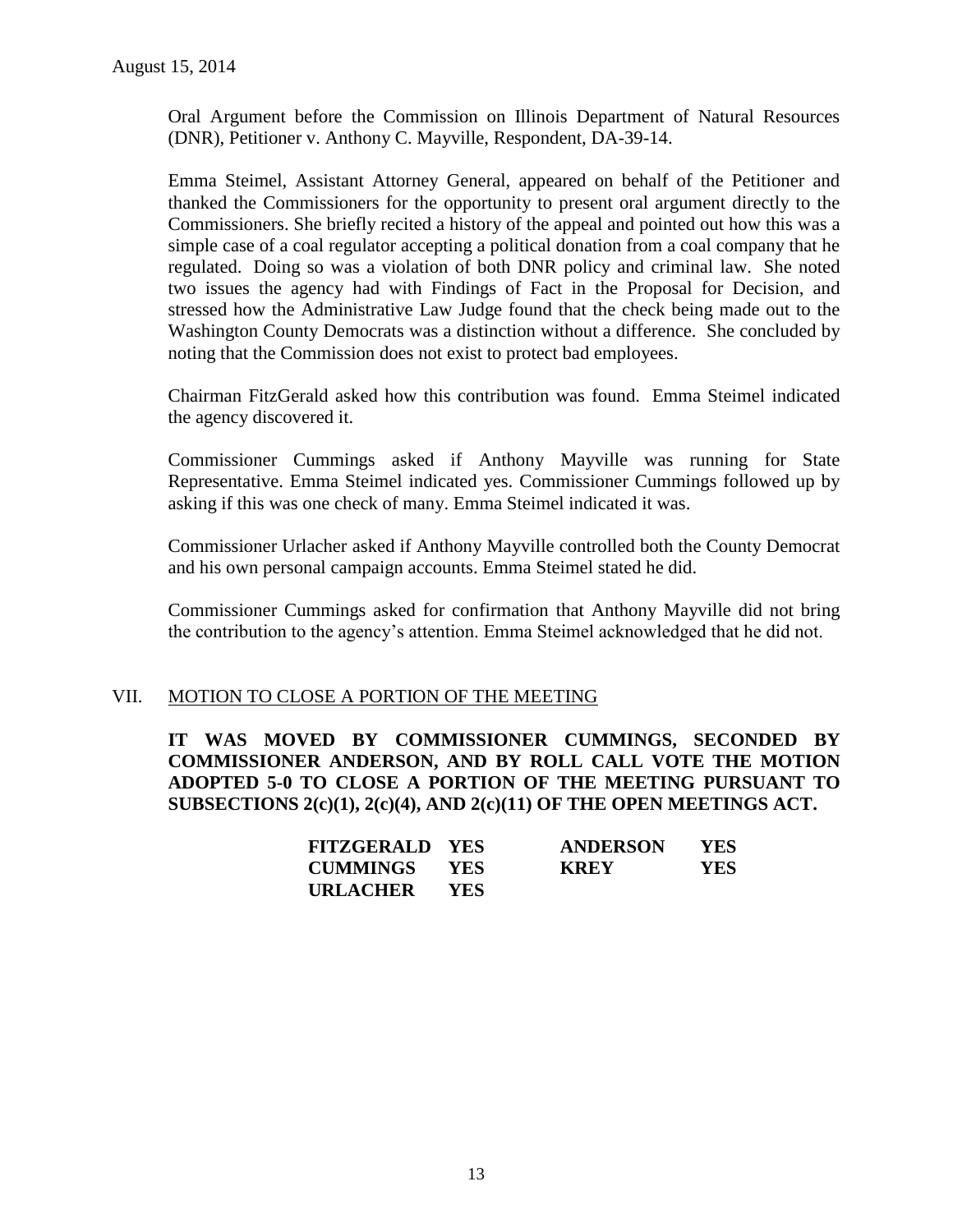Oral Argument before the Commission on Illinois Department of Natural Resources (DNR), Petitioner v. Anthony C. Mayville, Respondent, DA-39-14.

Emma Steimel, Assistant Attorney General, appeared on behalf of the Petitioner and thanked the Commissioners for the opportunity to present oral argument directly to the Commissioners. She briefly recited a history of the appeal and pointed out how this was a simple case of a coal regulator accepting a political donation from a coal company that he regulated. Doing so was a violation of both DNR policy and criminal law. She noted two issues the agency had with Findings of Fact in the Proposal for Decision, and stressed how the Administrative Law Judge found that the check being made out to the Washington County Democrats was a distinction without a difference. She concluded by noting that the Commission does not exist to protect bad employees.

Chairman FitzGerald asked how this contribution was found. Emma Steimel indicated the agency discovered it.

Commissioner Cummings asked if Anthony Mayville was running for State Representative. Emma Steimel indicated yes. Commissioner Cummings followed up by asking if this was one check of many. Emma Steimel indicated it was.

Commissioner Urlacher asked if Anthony Mayville controlled both the County Democrat and his own personal campaign accounts. Emma Steimel stated he did.

Commissioner Cummings asked for confirmation that Anthony Mayville did not bring the contribution to the agency's attention. Emma Steimel acknowledged that he did not.

## VII. MOTION TO CLOSE A PORTION OF THE MEETING

**IT WAS MOVED BY COMMISSIONER CUMMINGS, SECONDED BY COMMISSIONER ANDERSON, AND BY ROLL CALL VOTE THE MOTION ADOPTED 5-0 TO CLOSE A PORTION OF THE MEETING PURSUANT TO SUBSECTIONS 2(c)(1), 2(c)(4), AND 2(c)(11) OF THE OPEN MEETINGS ACT.**

| | | | |
|---|---|---|---|
| **FITZGERALD** | **YES** | **ANDERSON** | **YES** |
| **CUMMINGS** | **YES** | **KREY** | **YES** |
| **URLACHER** | **YES** | | |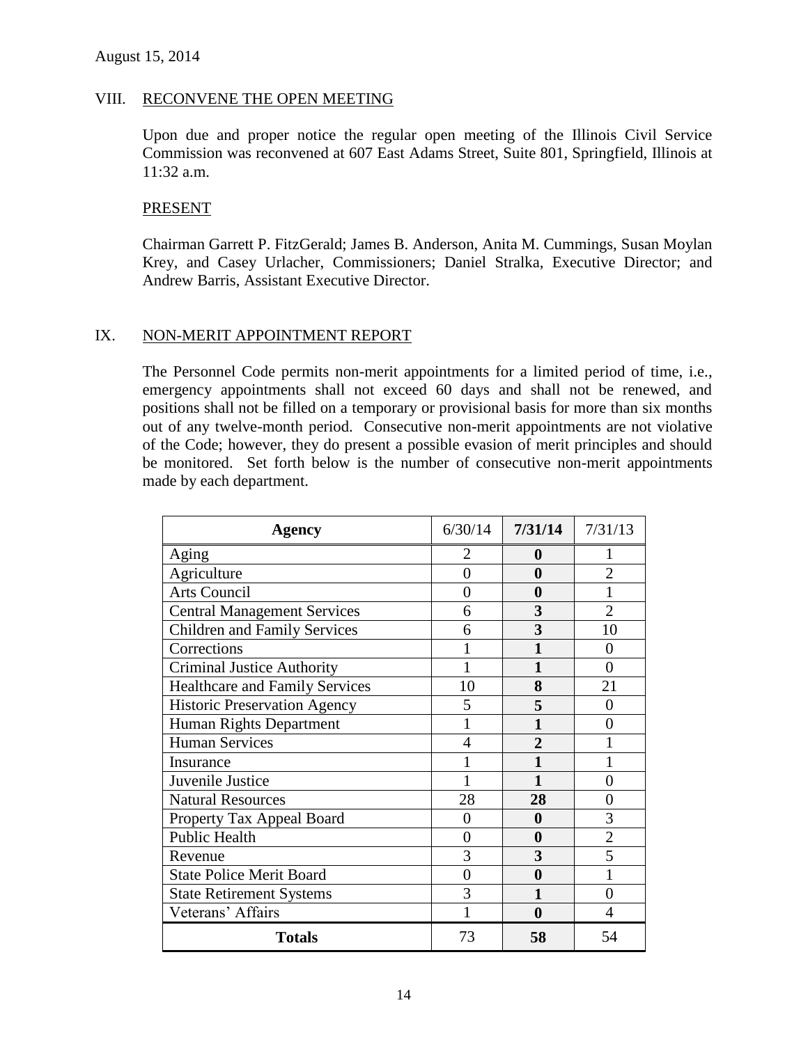August 15, 2014

## VIII. RECONVENE THE OPEN MEETING

Upon due and proper notice the regular open meeting of the Illinois Civil Service Commission was reconvened at 607 East Adams Street, Suite 801, Springfield, Illinois at 11:32 a.m.

### PRESENT

Chairman Garrett P. FitzGerald; James B. Anderson, Anita M. Cummings, Susan Moylan Krey, and Casey Urlacher, Commissioners; Daniel Stralka, Executive Director; and Andrew Barris, Assistant Executive Director.

## IX. NON-MERIT APPOINTMENT REPORT

The Personnel Code permits non-merit appointments for a limited period of time, i.e., emergency appointments shall not exceed 60 days and shall not be renewed, and positions shall not be filled on a temporary or provisional basis for more than six months out of any twelve-month period. Consecutive non-merit appointments are not violative of the Code; however, they do present a possible evasion of merit principles and should be monitored. Set forth below is the number of consecutive non-merit appointments made by each department.

| **Agency** | 6/30/14 | **7/31/14** | 7/31/13 |
|---|---|---|---|
| Aging | 2 | **0** | 1 |
| Agriculture | 0 | **0** | 2 |
| Arts Council | 0 | **0** | 1 |
| Central Management Services | 6 | **3** | 2 |
| Children and Family Services | 6 | **3** | 10 |
| Corrections | 1 | **1** | 0 |
| Criminal Justice Authority | 1 | **1** | 0 |
| Healthcare and Family Services | 10 | **8** | 21 |
| Historic Preservation Agency | 5 | **5** | 0 |
| Human Rights Department | 1 | **1** | 0 |
| Human Services | 4 | **2** | 1 |
| Insurance | 1 | **1** | 1 |
| Juvenile Justice | 1 | **1** | 0 |
| Natural Resources | 28 | **28** | 0 |
| Property Tax Appeal Board | 0 | **0** | 3 |
| Public Health | 0 | **0** | 2 |
| Revenue | 3 | **3** | 5 |
| State Police Merit Board | 0 | **0** | 1 |
| State Retirement Systems | 3 | **1** | 0 |
| Veterans' Affairs | 1 | **0** | 4 |
| **Totals** | 73 | **58** | 54 |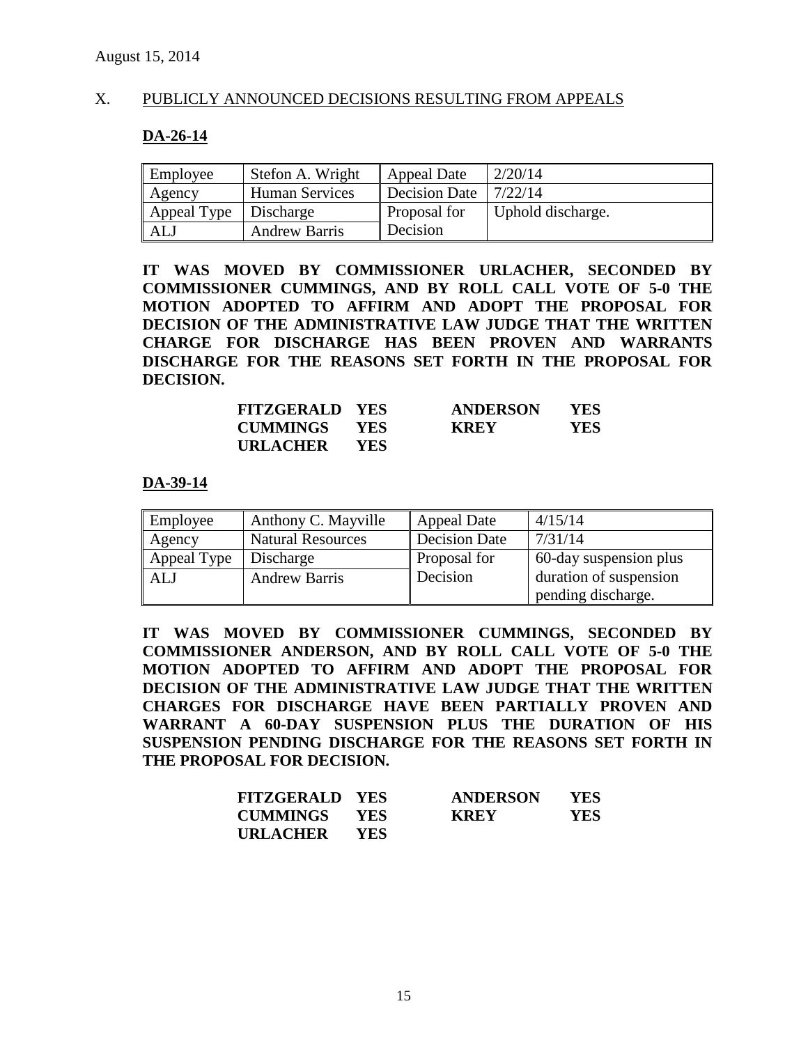August 15, 2014

X. PUBLICLY ANNOUNCED DECISIONS RESULTING FROM APPEALS

**DA-26-14**

| Employee | Stefon A. Wright | Appeal Date | 2/20/14 |
|---|---|---|---|
| Agency | Human Services | Decision Date | 7/22/14 |
| Appeal Type | Discharge | Proposal for Decision | Uphold discharge. |
| ALJ | Andrew Barris | | |

**IT WAS MOVED BY COMMISSIONER URLACHER, SECONDED BY COMMISSIONER CUMMINGS, AND BY ROLL CALL VOTE OF 5-0 THE MOTION ADOPTED TO AFFIRM AND ADOPT THE PROPOSAL FOR DECISION OF THE ADMINISTRATIVE LAW JUDGE THAT THE WRITTEN CHARGE FOR DISCHARGE HAS BEEN PROVEN AND WARRANTS DISCHARGE FOR THE REASONS SET FORTH IN THE PROPOSAL FOR DECISION.**

| | | | |
|---|---|---|---|
| **FITZGERALD** | **YES** | **ANDERSON** | **YES** |
| **CUMMINGS** | **YES** | **KREY** | **YES** |
| **URLACHER** | **YES** | | |

**DA-39-14**

| Employee | Anthony C. Mayville | Appeal Date | 4/15/14 |
|---|---|---|---|
| Agency | Natural Resources | Decision Date | 7/31/14 |
| Appeal Type | Discharge | Proposal for Decision | 60-day suspension plus duration of suspension pending discharge. |
| ALJ | Andrew Barris | | |

**IT WAS MOVED BY COMMISSIONER CUMMINGS, SECONDED BY COMMISSIONER ANDERSON, AND BY ROLL CALL VOTE OF 5-0 THE MOTION ADOPTED TO AFFIRM AND ADOPT THE PROPOSAL FOR DECISION OF THE ADMINISTRATIVE LAW JUDGE THAT THE WRITTEN CHARGES FOR DISCHARGE HAVE BEEN PARTIALLY PROVEN AND WARRANT A 60-DAY SUSPENSION PLUS THE DURATION OF HIS SUSPENSION PENDING DISCHARGE FOR THE REASONS SET FORTH IN THE PROPOSAL FOR DECISION.**

| | | | |
|---|---|---|---|
| **FITZGERALD** | **YES** | **ANDERSON** | **YES** |
| **CUMMINGS** | **YES** | **KREY** | **YES** |
| **URLACHER** | **YES** | | |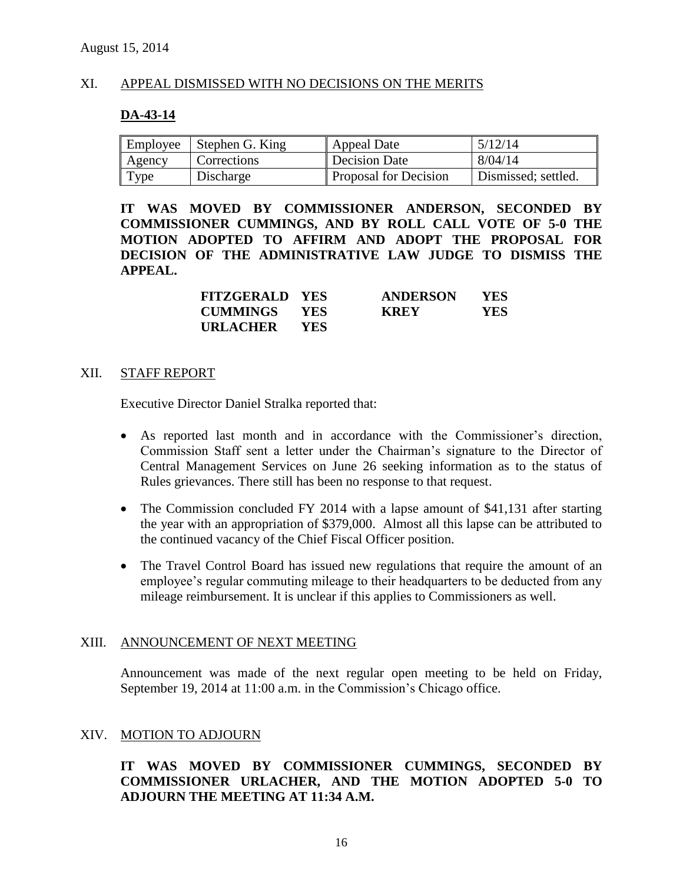August 15, 2014

## XI. APPEAL DISMISSED WITH NO DECISIONS ON THE MERITS

### DA-43-14

| | | | |
|---|---|---|---|
| Employee | Stephen G. King | Appeal Date | 5/12/14 |
| Agency | Corrections | Decision Date | 8/04/14 |
| Type | Discharge | Proposal for Decision | Dismissed; settled. |

**IT WAS MOVED BY COMMISSIONER ANDERSON, SECONDED BY COMMISSIONER CUMMINGS, AND BY ROLL CALL VOTE OF 5-0 THE MOTION ADOPTED TO AFFIRM AND ADOPT THE PROPOSAL FOR DECISION OF THE ADMINISTRATIVE LAW JUDGE TO DISMISS THE APPEAL.**

| | | | |
|---|---|---|---|
| **FITZGERALD** | **YES** | **ANDERSON** | **YES** |
| **CUMMINGS** | **YES** | **KREY** | **YES** |
| **URLACHER** | **YES** | | |

## XII. STAFF REPORT

Executive Director Daniel Stralka reported that:

- As reported last month and in accordance with the Commissioner's direction, Commission Staff sent a letter under the Chairman's signature to the Director of Central Management Services on June 26 seeking information as to the status of Rules grievances. There still has been no response to that request.
- The Commission concluded FY 2014 with a lapse amount of $41,131 after starting the year with an appropriation of $379,000. Almost all this lapse can be attributed to the continued vacancy of the Chief Fiscal Officer position.
- The Travel Control Board has issued new regulations that require the amount of an employee's regular commuting mileage to their headquarters to be deducted from any mileage reimbursement. It is unclear if this applies to Commissioners as well.

## XIII. ANNOUNCEMENT OF NEXT MEETING

Announcement was made of the next regular open meeting to be held on Friday, September 19, 2014 at 11:00 a.m. in the Commission's Chicago office.

## XIV. MOTION TO ADJOURN

**IT WAS MOVED BY COMMISSIONER CUMMINGS, SECONDED BY COMMISSIONER URLACHER, AND THE MOTION ADOPTED 5-0 TO ADJOURN THE MEETING AT 11:34 A.M.**